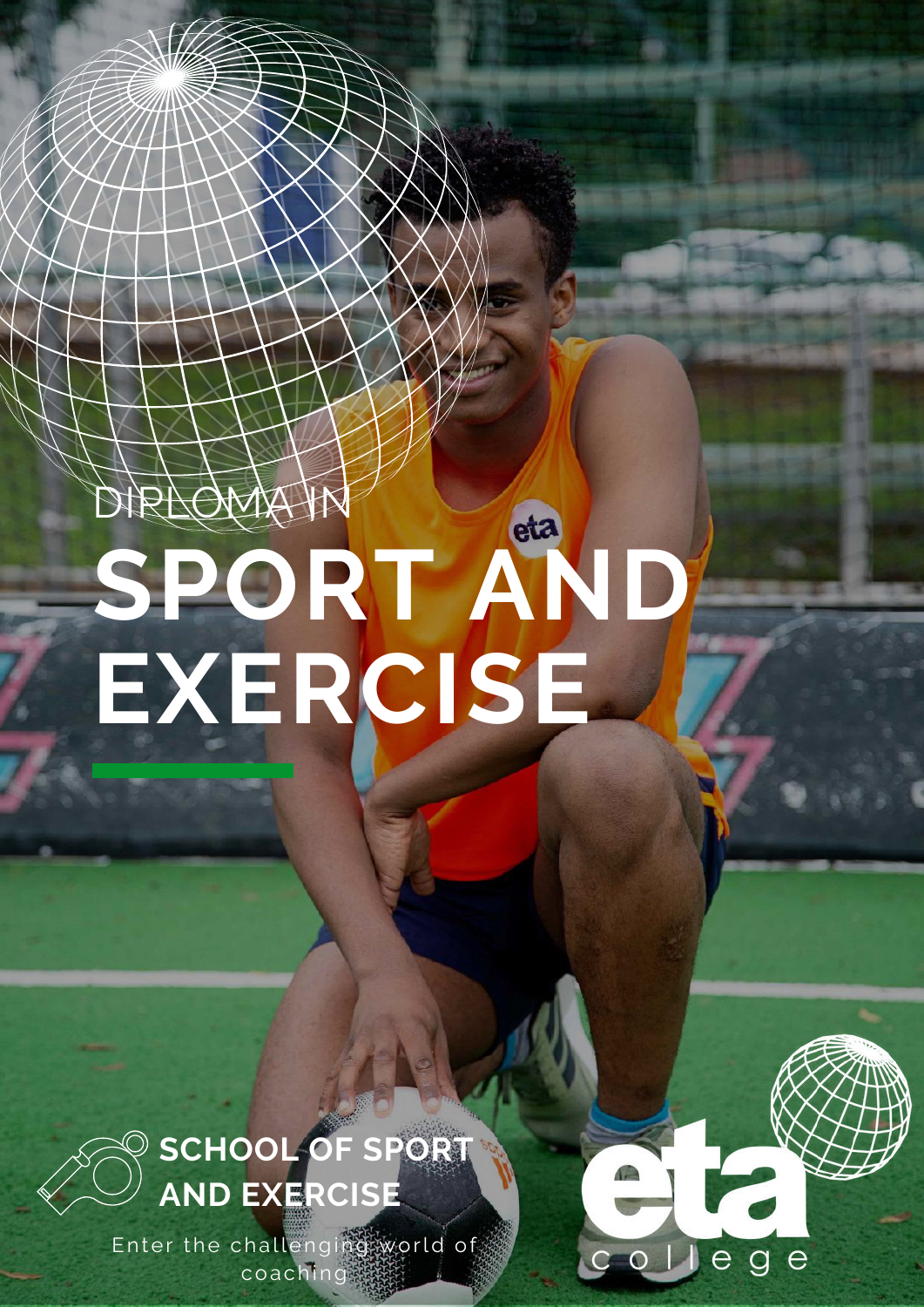DIPLOMA IN

# SPORT AND EXERCISE

**SCHOOL OF SPORT AND EXERCISE**

Enter the challenging world of coaching

eta college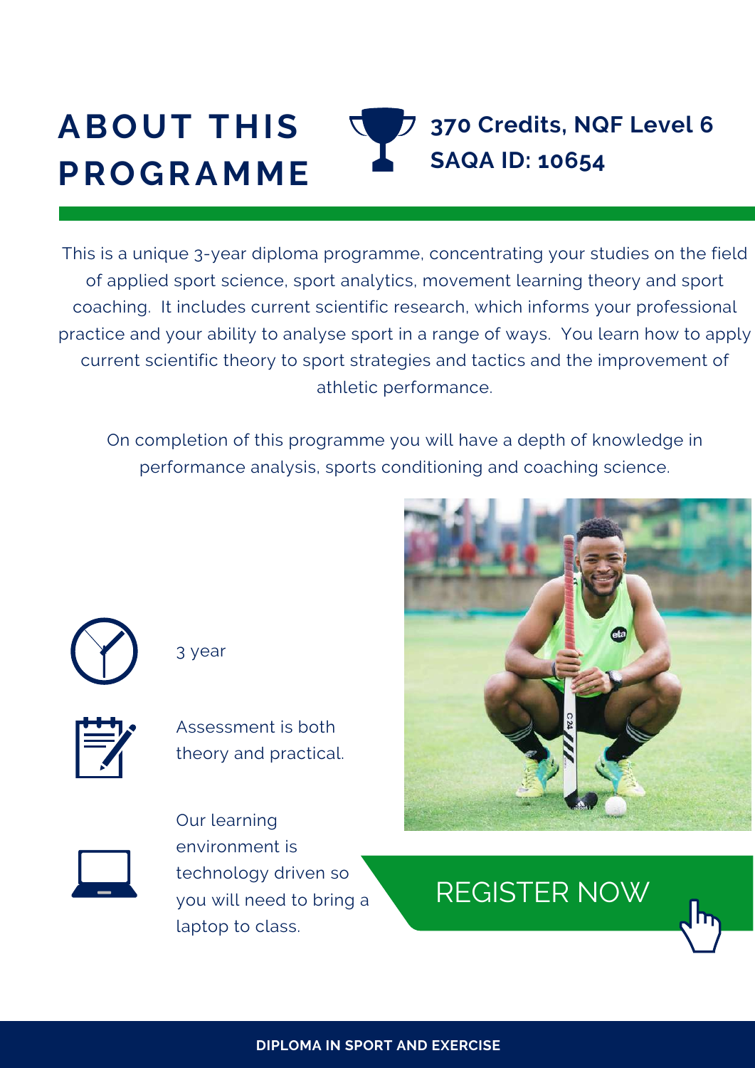# ABOUT THIS PROGRAMME

**370 Credits, NQF Level 6**
**SAQA ID: 10654**

This is a unique 3-year diploma programme, concentrating your studies on the field of applied sport science, sport analytics, movement learning theory and sport coaching. It includes current scientific research, which informs your professional practice and your ability to analyse sport in a range of ways. You learn how to apply current scientific theory to sport strategies and tactics and the improvement of athletic performance.

On completion of this programme you will have a depth of knowledge in performance analysis, sports conditioning and coaching science.

3 year

Assessment is both theory and practical.

Our learning environment is technology driven so you will need to bring a laptop to class.

REGISTER NOW

**DIPLOMA IN SPORT AND EXERCISE**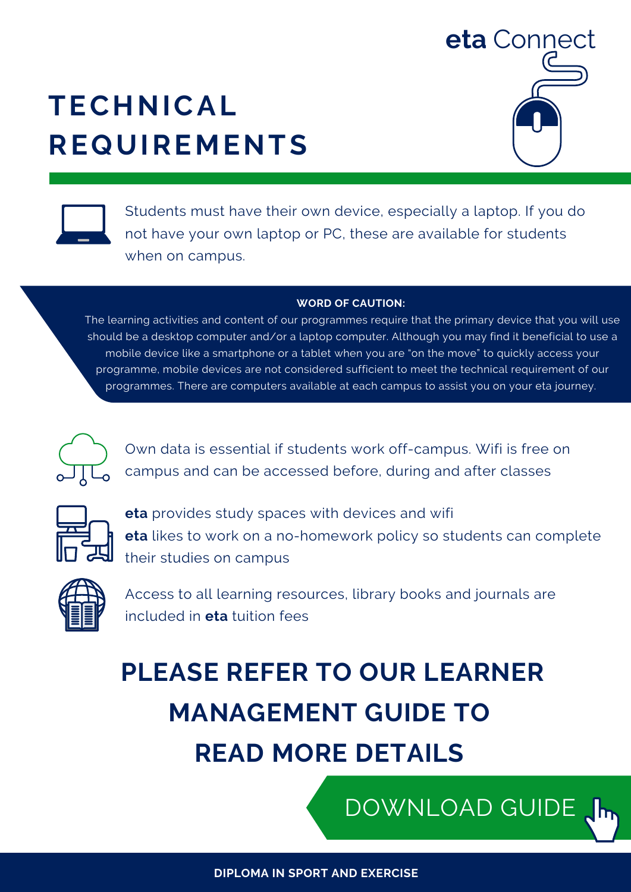eta Connect

# TECHNICAL REQUIREMENTS

Students must have their own device, especially a laptop. If you do not have your own laptop or PC, these are available for students when on campus.

**WORD OF CAUTION:**

The learning activities and content of our programmes require that the primary device that you will use should be a desktop computer and/or a laptop computer. Although you may find it beneficial to use a mobile device like a smartphone or a tablet when you are "on the move" to quickly access your programme, mobile devices are not considered sufficient to meet the technical requirement of our programmes. There are computers available at each campus to assist you on your eta journey.

Own data is essential if students work off-campus. Wifi is free on campus and can be accessed before, during and after classes

**eta** provides study spaces with devices and wifi

**eta** likes to work on a no-homework policy so students can complete their studies on campus

Access to all learning resources, library books and journals are included in **eta** tuition fees

## PLEASE REFER TO OUR LEARNER MANAGEMENT GUIDE TO READ MORE DETAILS

DOWNLOAD GUIDE

**DIPLOMA IN SPORT AND EXERCISE**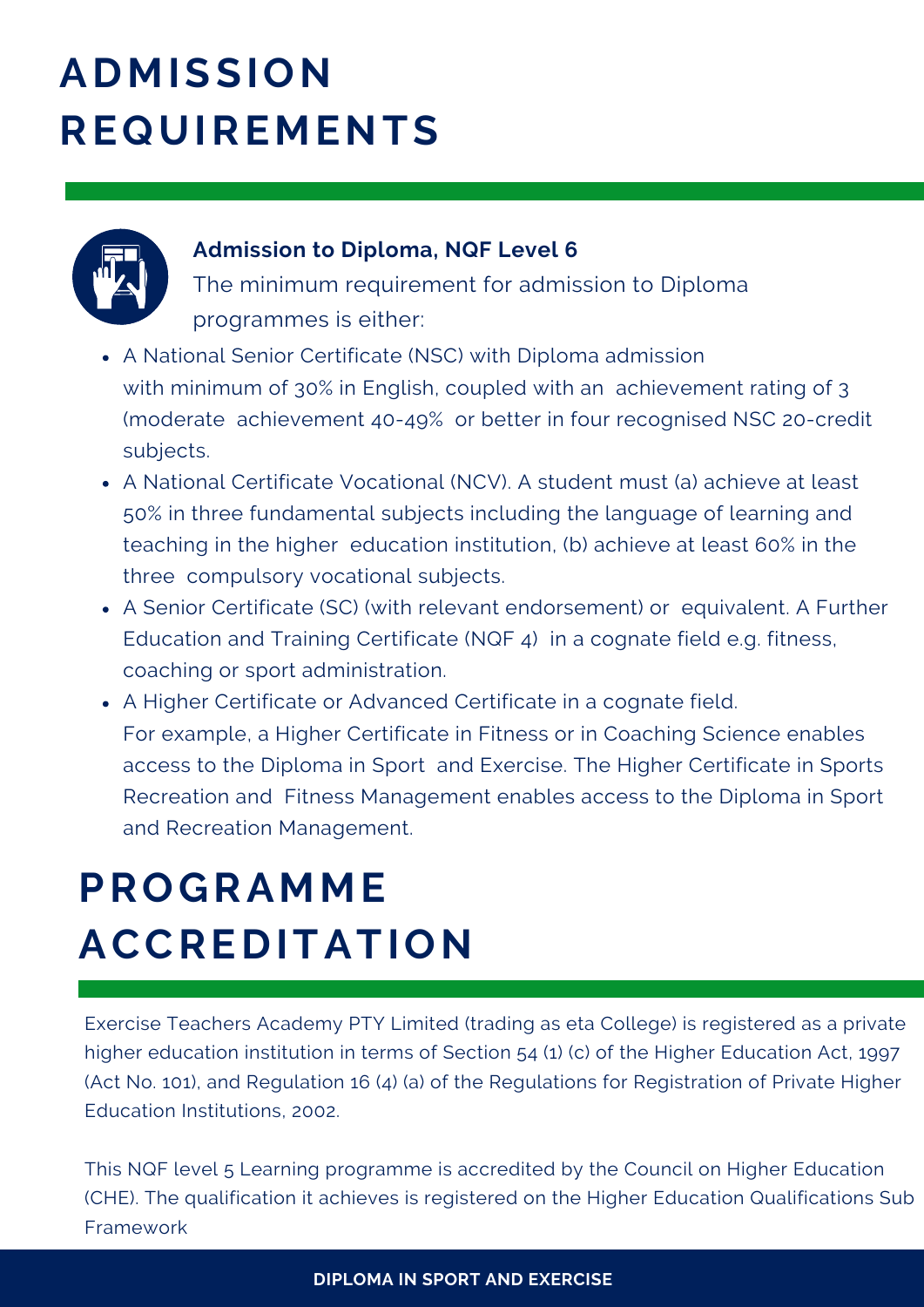# ADMISSION REQUIREMENTS

**Admission to Diploma, NQF Level 6**

The minimum requirement for admission to Diploma programmes is either:

- A National Senior Certificate (NSC) with Diploma admission with minimum of 30% in English, coupled with an achievement rating of 3 (moderate achievement 40-49% or better in four recognised NSC 20-credit subjects.
- A National Certificate Vocational (NCV). A student must (a) achieve at least 50% in three fundamental subjects including the language of learning and teaching in the higher education institution, (b) achieve at least 60% in the three compulsory vocational subjects.
- A Senior Certificate (SC) (with relevant endorsement) or equivalent. A Further Education and Training Certificate (NQF 4) in a cognate field e.g. fitness, coaching or sport administration.
- A Higher Certificate or Advanced Certificate in a cognate field. For example, a Higher Certificate in Fitness or in Coaching Science enables access to the Diploma in Sport and Exercise. The Higher Certificate in Sports Recreation and Fitness Management enables access to the Diploma in Sport and Recreation Management.

# PROGRAMME ACCREDITATION

Exercise Teachers Academy PTY Limited (trading as eta College) is registered as a private higher education institution in terms of Section 54 (1) (c) of the Higher Education Act, 1997 (Act No. 101), and Regulation 16 (4) (a) of the Regulations for Registration of Private Higher Education Institutions, 2002.

This NQF level 5 Learning programme is accredited by the Council on Higher Education (CHE). The qualification it achieves is registered on the Higher Education Qualifications Sub Framework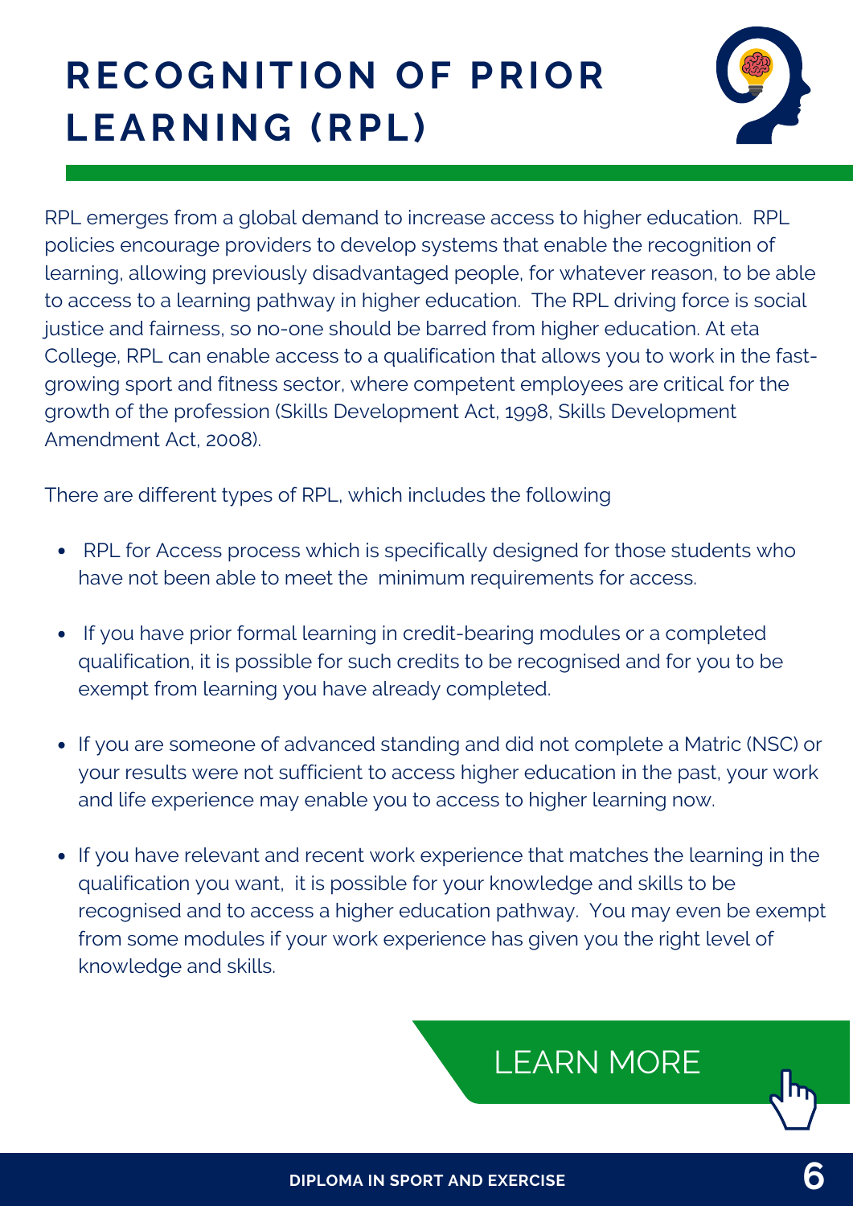# RECOGNITION OF PRIOR LEARNING (RPL)

RPL emerges from a global demand to increase access to higher education. RPL policies encourage providers to develop systems that enable the recognition of learning, allowing previously disadvantaged people, for whatever reason, to be able to access to a learning pathway in higher education. The RPL driving force is social justice and fairness, so no-one should be barred from higher education. At eta College, RPL can enable access to a qualification that allows you to work in the fast-growing sport and fitness sector, where competent employees are critical for the growth of the profession (Skills Development Act, 1998, Skills Development Amendment Act, 2008).

There are different types of RPL, which includes the following

- RPL for Access process which is specifically designed for those students who have not been able to meet the minimum requirements for access.
- If you have prior formal learning in credit-bearing modules or a completed qualification, it is possible for such credits to be recognised and for you to be exempt from learning you have already completed.
- If you are someone of advanced standing and did not complete a Matric (NSC) or your results were not sufficient to access higher education in the past, your work and life experience may enable you to access to higher learning now.
- If you have relevant and recent work experience that matches the learning in the qualification you want, it is possible for your knowledge and skills to be recognised and to access a higher education pathway. You may even be exempt from some modules if your work experience has given you the right level of knowledge and skills.

LEARN MORE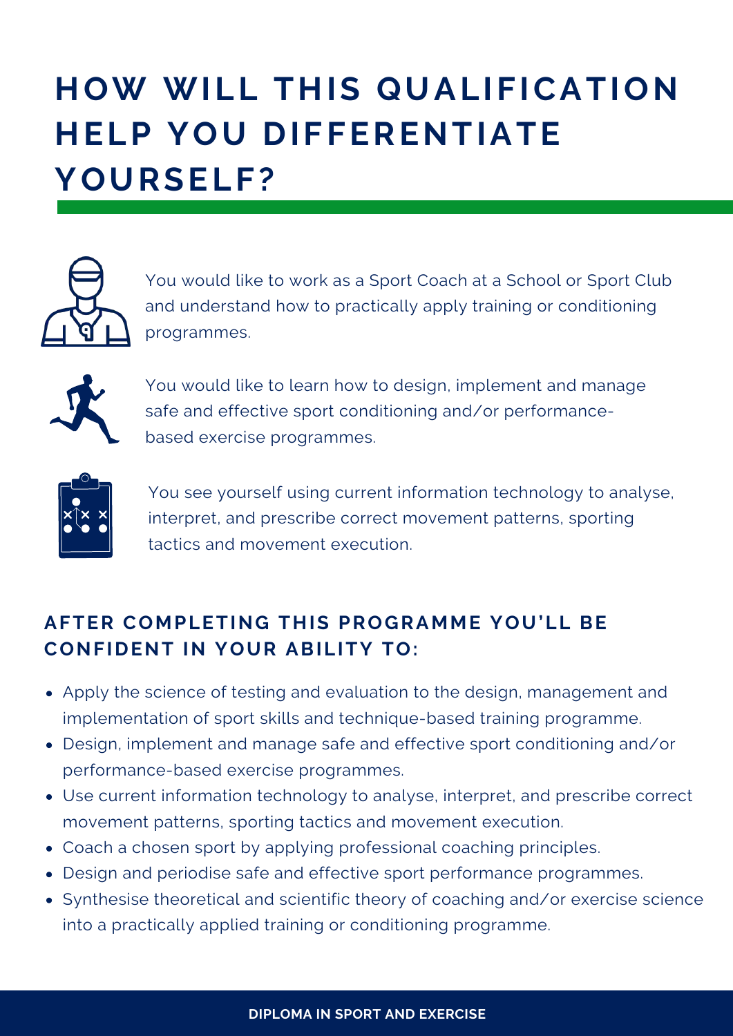# HOW WILL THIS QUALIFICATION HELP YOU DIFFERENTIATE YOURSELF?

You would like to work as a Sport Coach at a School or Sport Club and understand how to practically apply training or conditioning programmes.

You would like to learn how to design, implement and manage safe and effective sport conditioning and/or performance-based exercise programmes.

You see yourself using current information technology to analyse, interpret, and prescribe correct movement patterns, sporting tactics and movement execution.

## AFTER COMPLETING THIS PROGRAMME YOU'LL BE CONFIDENT IN YOUR ABILITY TO:

- Apply the science of testing and evaluation to the design, management and implementation of sport skills and technique-based training programme.
- Design, implement and manage safe and effective sport conditioning and/or performance-based exercise programmes.
- Use current information technology to analyse, interpret, and prescribe correct movement patterns, sporting tactics and movement execution.
- Coach a chosen sport by applying professional coaching principles.
- Design and periodise safe and effective sport performance programmes.
- Synthesise theoretical and scientific theory of coaching and/or exercise science into a practically applied training or conditioning programme.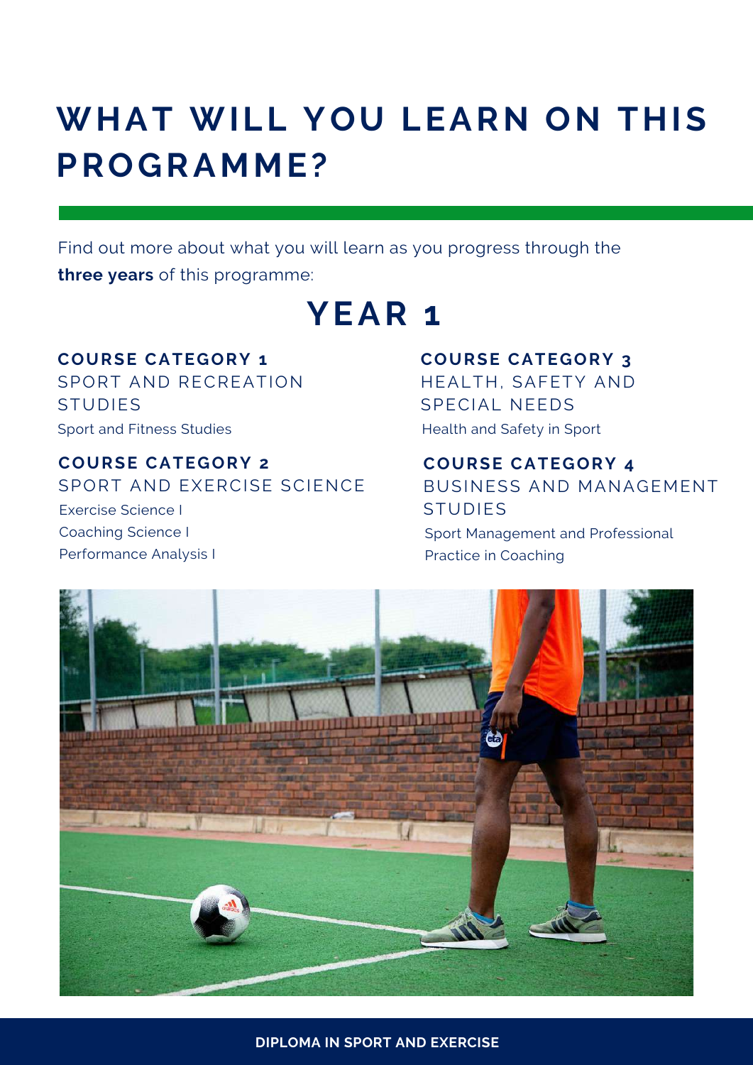# WHAT WILL YOU LEARN ON THIS PROGRAMME?

Find out more about what you will learn as you progress through the **three years** of this programme:

## YEAR 1

### COURSE CATEGORY 1
SPORT AND RECREATION STUDIES

Sport and Fitness Studies

### COURSE CATEGORY 2
SPORT AND EXERCISE SCIENCE

Exercise Science I
Coaching Science I
Performance Analysis I

### COURSE CATEGORY 3
HEALTH, SAFETY AND SPECIAL NEEDS

Health and Safety in Sport

### COURSE CATEGORY 4
BUSINESS AND MANAGEMENT STUDIES

Sport Management and Professional Practice in Coaching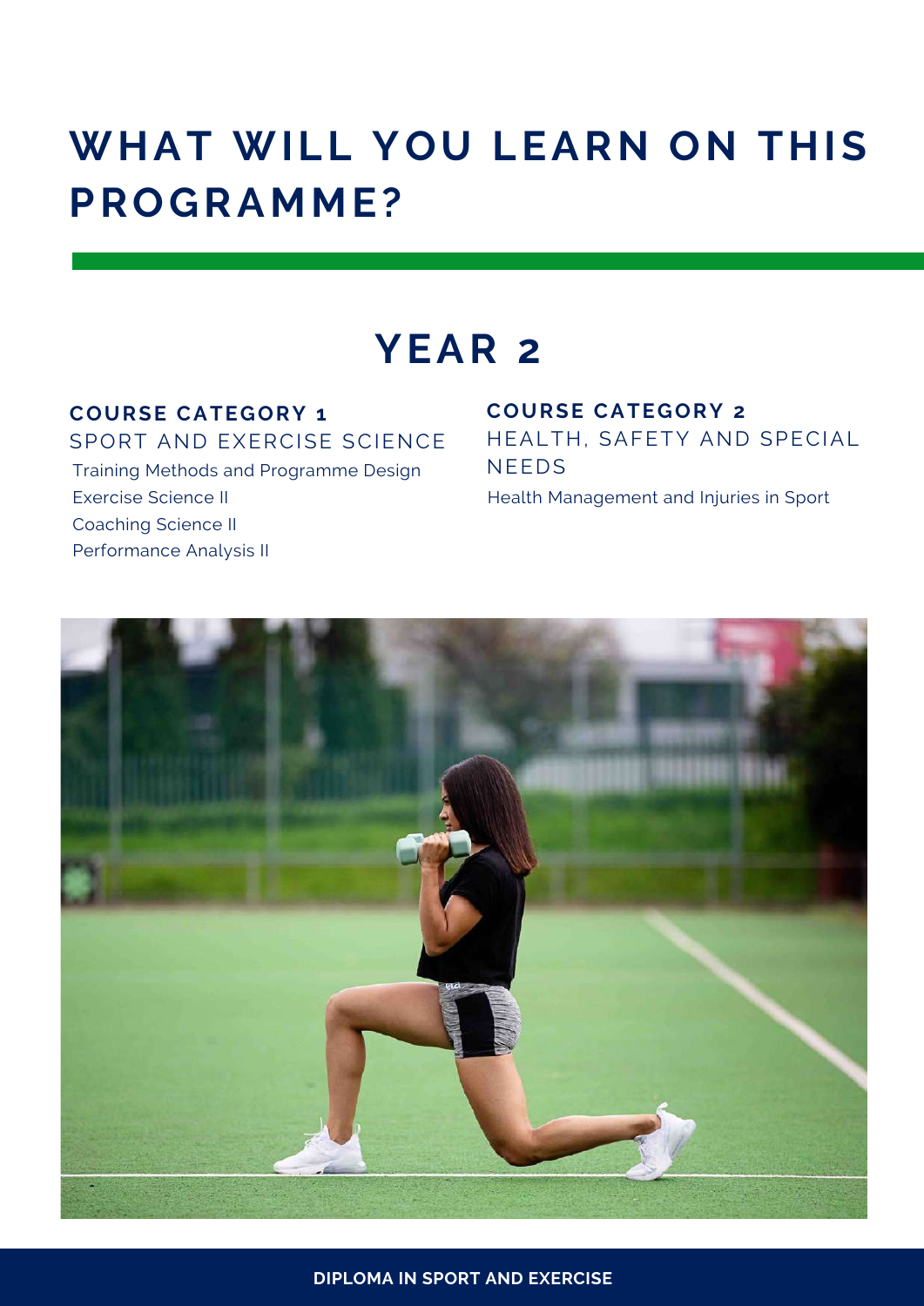# WHAT WILL YOU LEARN ON THIS PROGRAMME?

## YEAR 2

### COURSE CATEGORY 1

SPORT AND EXERCISE SCIENCE

- Training Methods and Programme Design
- Exercise Science II
- Coaching Science II
- Performance Analysis II

### COURSE CATEGORY 2

HEALTH, SAFETY AND SPECIAL NEEDS

- Health Management and Injuries in Sport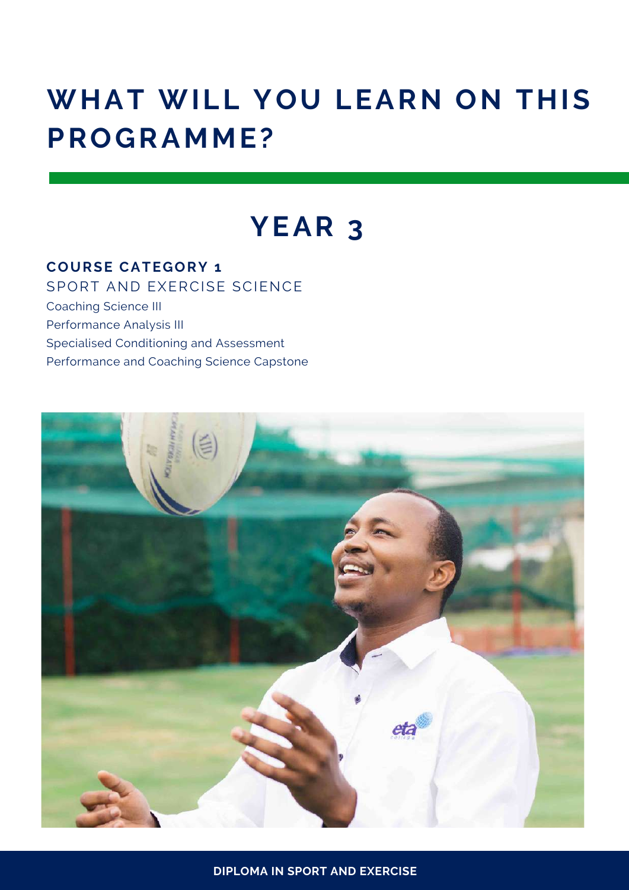# WHAT WILL YOU LEARN ON THIS PROGRAMME?

## YEAR 3

**COURSE CATEGORY 1**

SPORT AND EXERCISE SCIENCE

Coaching Science III

Performance Analysis III

Specialised Conditioning and Assessment

Performance and Coaching Science Capstone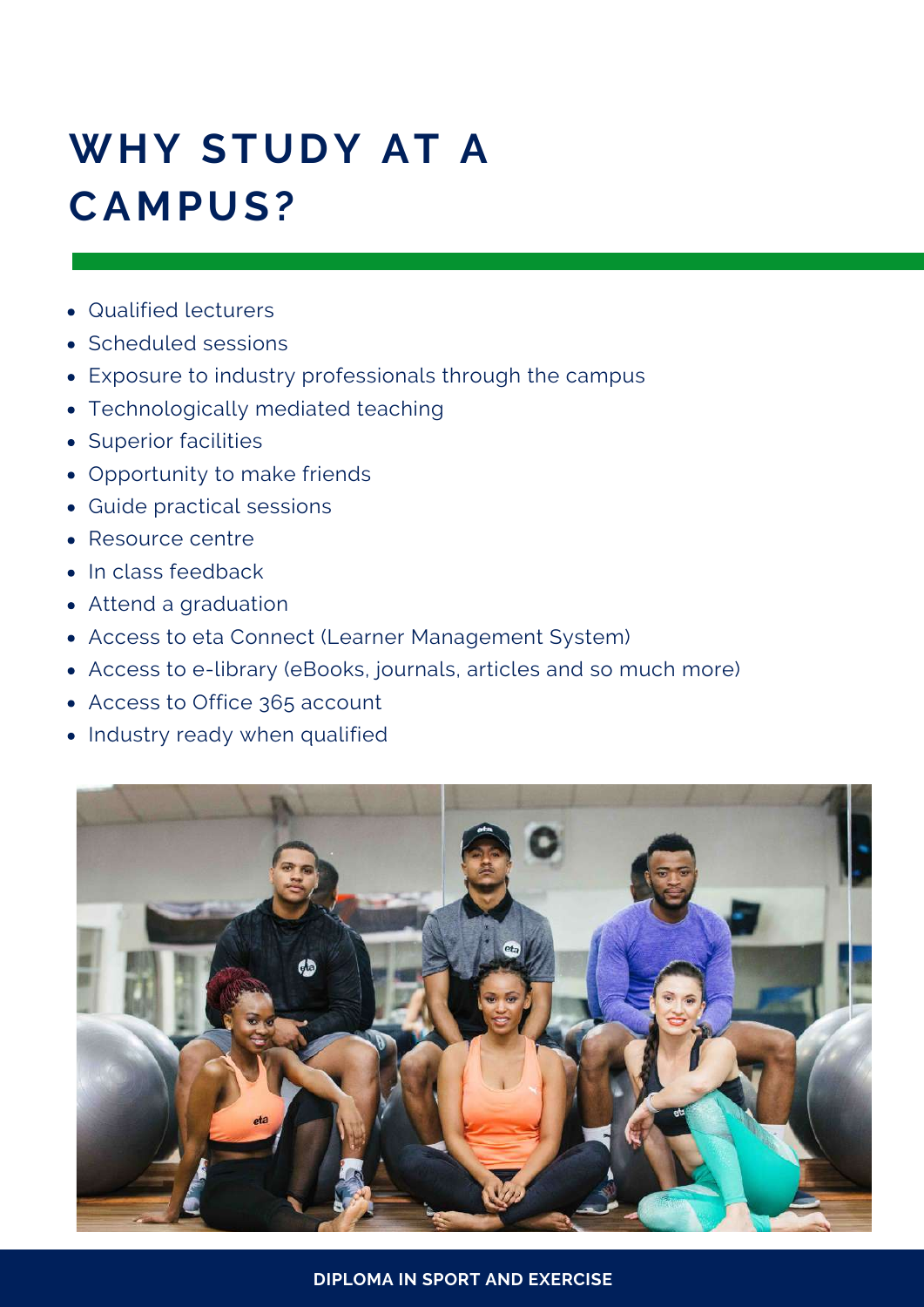# WHY STUDY AT A CAMPUS?

- Qualified lecturers
- Scheduled sessions
- Exposure to industry professionals through the campus
- Technologically mediated teaching
- Superior facilities
- Opportunity to make friends
- Guide practical sessions
- Resource centre
- In class feedback
- Attend a graduation
- Access to eta Connect (Learner Management System)
- Access to e-library (eBooks, journals, articles and so much more)
- Access to Office 365 account
- Industry ready when qualified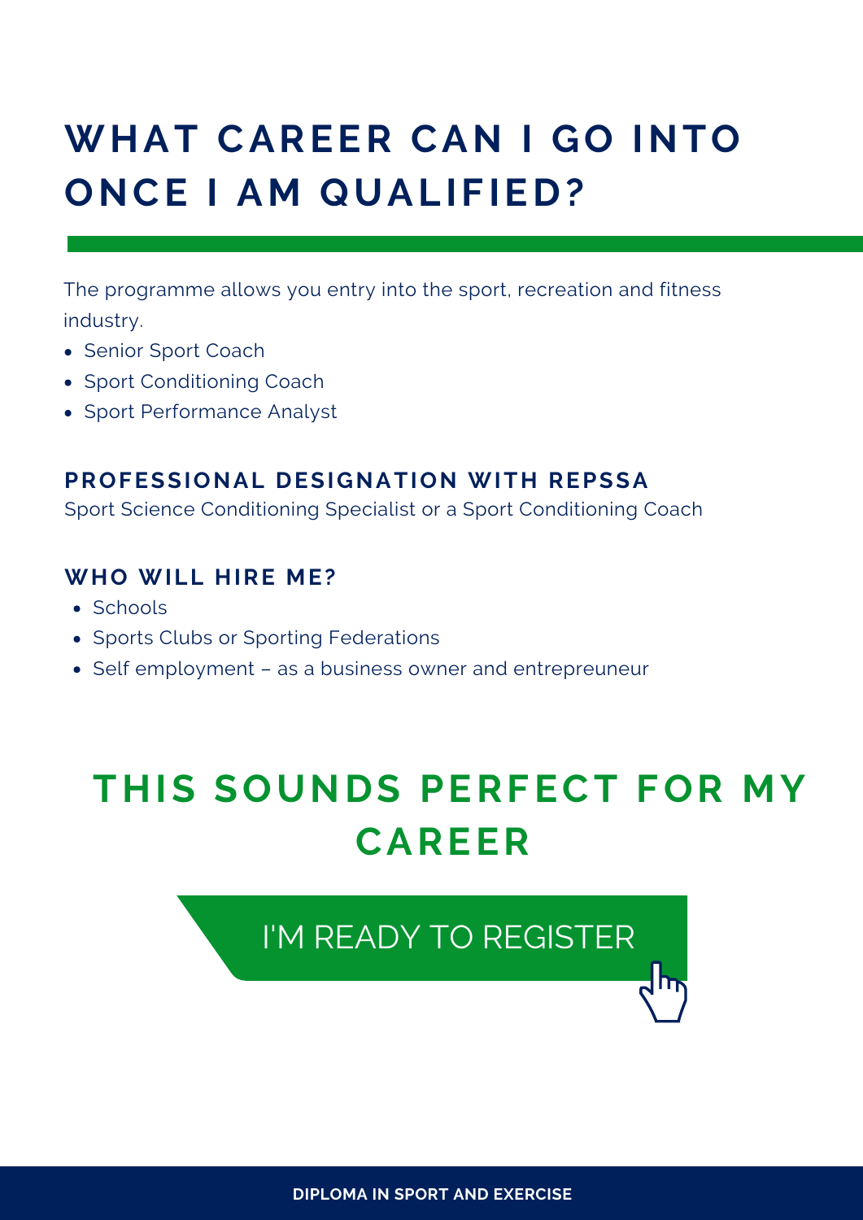# WHAT CAREER CAN I GO INTO ONCE I AM QUALIFIED?

The programme allows you entry into the sport, recreation and fitness industry.

- Senior Sport Coach
- Sport Conditioning Coach
- Sport Performance Analyst

### PROFESSIONAL DESIGNATION WITH REPSSA

Sport Science Conditioning Specialist or a Sport Conditioning Coach

### WHO WILL HIRE ME?

- Schools
- Sports Clubs or Sporting Federations
- Self employment – as a business owner and entrepreneur

## THIS SOUNDS PERFECT FOR MY CAREER

I'M READY TO REGISTER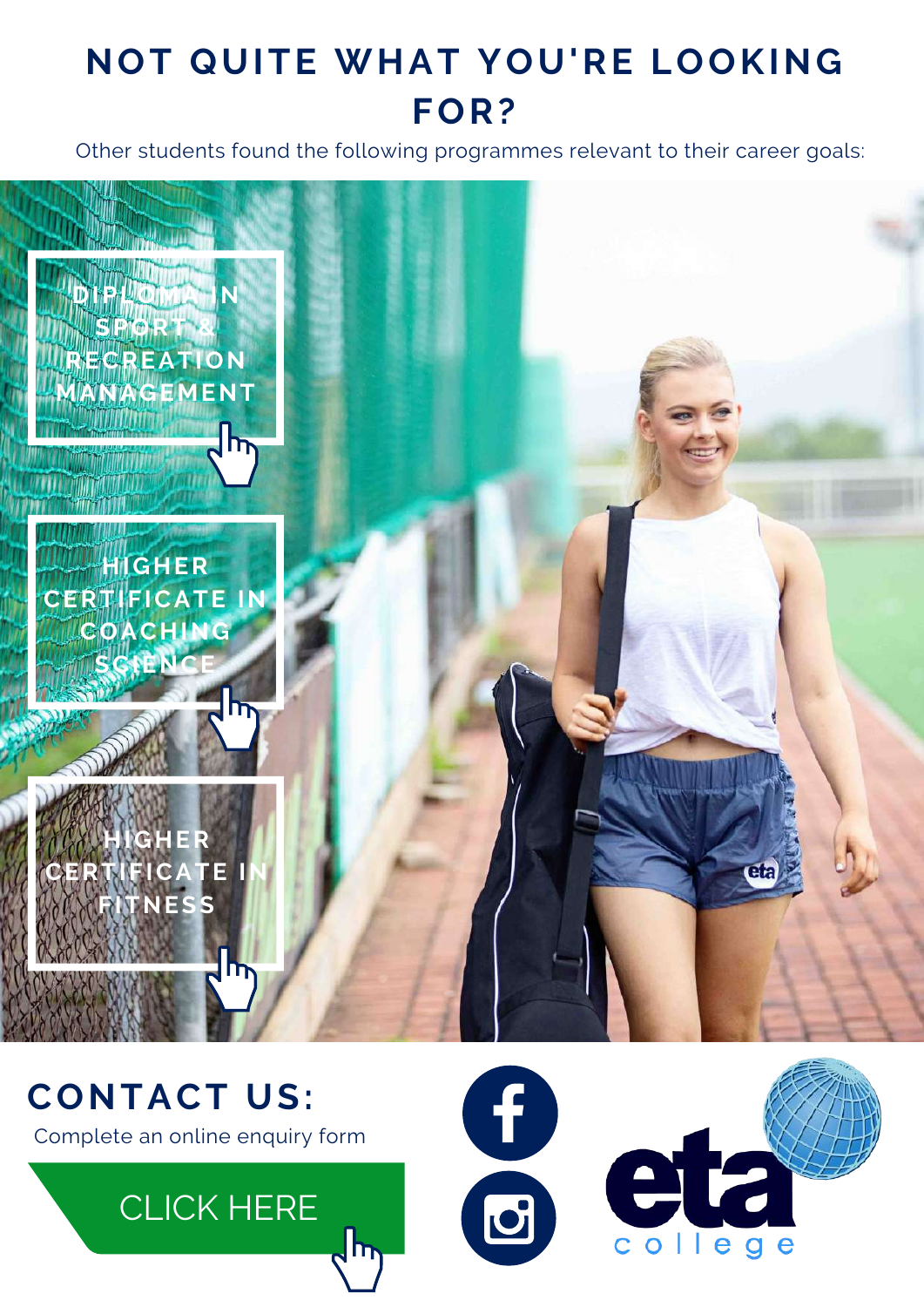# NOT QUITE WHAT YOU'RE LOOKING FOR?

Other students found the following programmes relevant to their career goals:

- DIPLOMA IN SPORT & RECREATION MANAGEMENT
- HIGHER CERTIFICATE IN COACHING SCIENCE
- HIGHER CERTIFICATE IN FITNESS

## CONTACT US:

Complete an online enquiry form

CLICK HERE

eta college